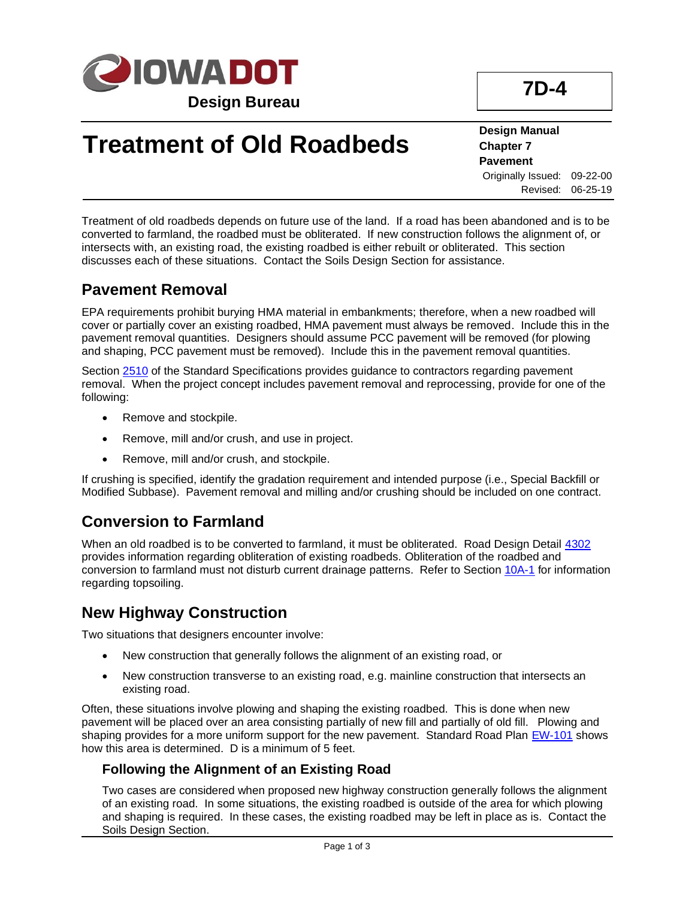**IOWA DOT**

**Design Bureau**

**7D-4**

# Treatment of Old Roadbeds

**Design Manual**
**Chapter 7**
**Pavement**
Originally Issued: 09-22-00
Revised: 06-25-19

Treatment of old roadbeds depends on future use of the land. If a road has been abandoned and is to be converted to farmland, the roadbed must be obliterated. If new construction follows the alignment of, or intersects with, an existing road, the existing roadbed is either rebuilt or obliterated. This section discusses each of these situations. Contact the Soils Design Section for assistance.

## Pavement Removal

EPA requirements prohibit burying HMA material in embankments; therefore, when a new roadbed will cover or partially cover an existing roadbed, HMA pavement must always be removed. Include this in the pavement removal quantities. Designers should assume PCC pavement will be removed (for plowing and shaping, PCC pavement must be removed). Include this in the pavement removal quantities.

Section 2510 of the Standard Specifications provides guidance to contractors regarding pavement removal. When the project concept includes pavement removal and reprocessing, provide for one of the following:

- Remove and stockpile.
- Remove, mill and/or crush, and use in project.
- Remove, mill and/or crush, and stockpile.

If crushing is specified, identify the gradation requirement and intended purpose (i.e., Special Backfill or Modified Subbase). Pavement removal and milling and/or crushing should be included on one contract.

## Conversion to Farmland

When an old roadbed is to be converted to farmland, it must be obliterated. Road Design Detail 4302 provides information regarding obliteration of existing roadbeds. Obliteration of the roadbed and conversion to farmland must not disturb current drainage patterns. Refer to Section 10A-1 for information regarding topsoiling.

## New Highway Construction

Two situations that designers encounter involve:

- New construction that generally follows the alignment of an existing road, or
- New construction transverse to an existing road, e.g. mainline construction that intersects an existing road.

Often, these situations involve plowing and shaping the existing roadbed. This is done when new pavement will be placed over an area consisting partially of new fill and partially of old fill. Plowing and shaping provides for a more uniform support for the new pavement. Standard Road Plan EW-101 shows how this area is determined. D is a minimum of 5 feet.

### Following the Alignment of an Existing Road

Two cases are considered when proposed new highway construction generally follows the alignment of an existing road. In some situations, the existing roadbed is outside of the area for which plowing and shaping is required. In these cases, the existing roadbed may be left in place as is. Contact the Soils Design Section.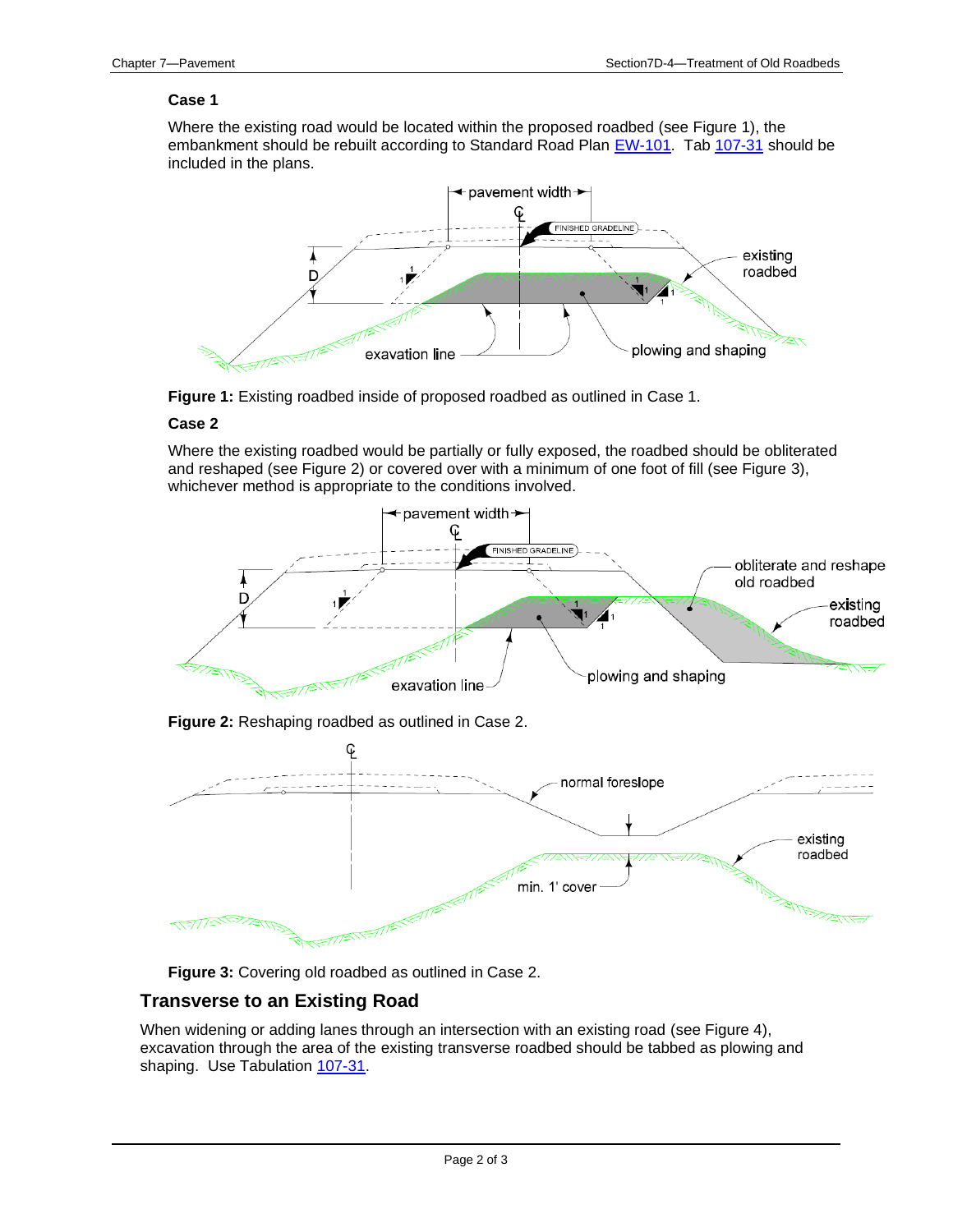**Case 1**

Where the existing road would be located within the proposed roadbed (see Figure 1), the embankment should be rebuilt according to Standard Road Plan EW-101. Tab 107-31 should be included in the plans.

**Figure 1:** Existing roadbed inside of proposed roadbed as outlined in Case 1.

**Case 2**

Where the existing roadbed would be partially or fully exposed, the roadbed should be obliterated and reshaped (see Figure 2) or covered over with a minimum of one foot of fill (see Figure 3), whichever method is appropriate to the conditions involved.

**Figure 2:** Reshaping roadbed as outlined in Case 2.

**Figure 3:** Covering old roadbed as outlined in Case 2.

## Transverse to an Existing Road

When widening or adding lanes through an intersection with an existing road (see Figure 4), excavation through the area of the existing transverse roadbed should be tabbed as plowing and shaping. Use Tabulation 107-31.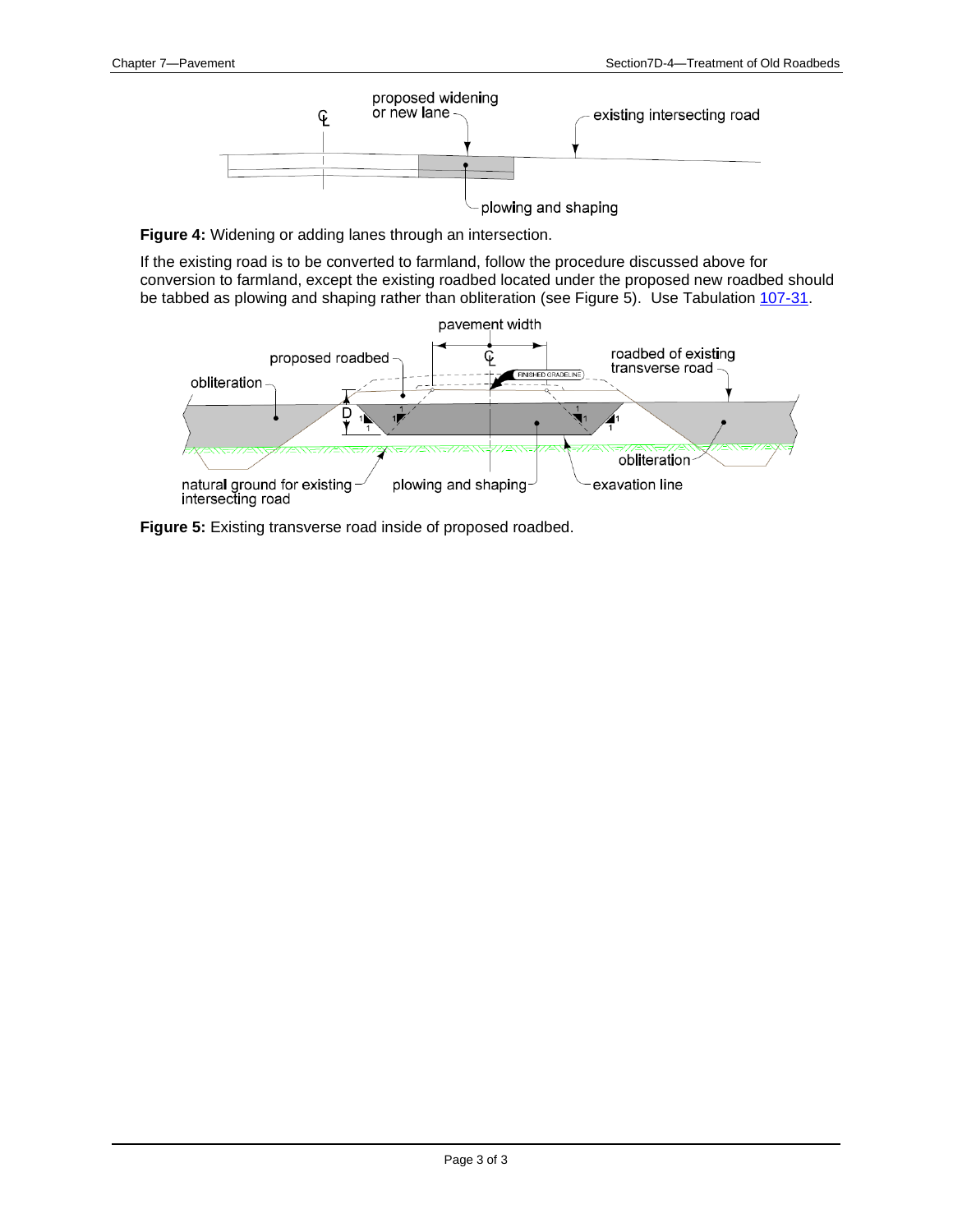**Figure 4:** Widening or adding lanes through an intersection.

If the existing road is to be converted to farmland, follow the procedure discussed above for conversion to farmland, except the existing roadbed located under the proposed new roadbed should be tabbed as plowing and shaping rather than obliteration (see Figure 5). Use Tabulation [107-31](107-31).

**Figure 5:** Existing transverse road inside of proposed roadbed.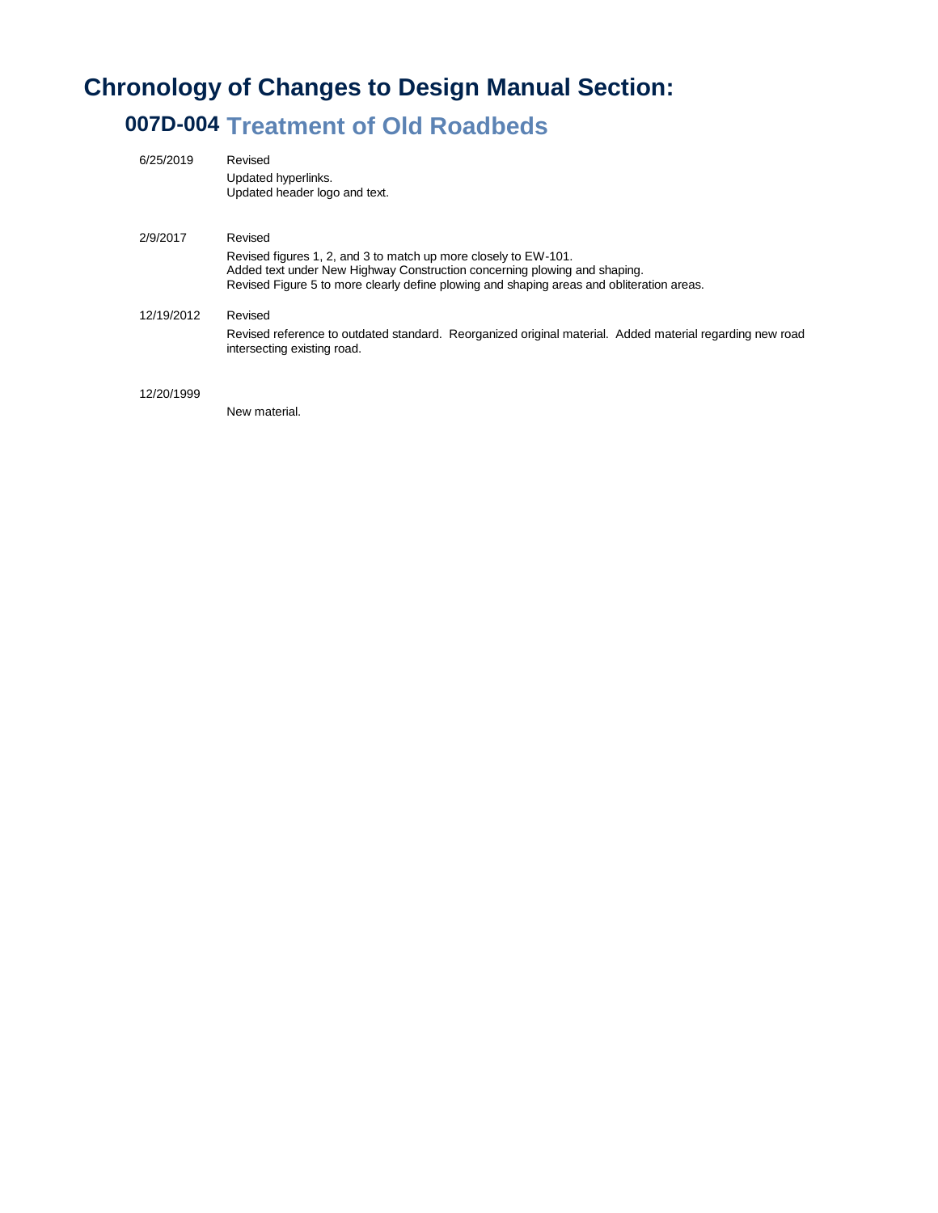# Chronology of Changes to Design Manual Section:

## 007D-004 Treatment of Old Roadbeds

| | |
|---|---|
| 6/25/2019 | Revised<br>Updated hyperlinks.<br>Updated header logo and text. |
| 2/9/2017 | Revised<br>Revised figures 1, 2, and 3 to match up more closely to EW-101.<br>Added text under New Highway Construction concerning plowing and shaping.<br>Revised Figure 5 to more clearly define plowing and shaping areas and obliteration areas. |
| 12/19/2012 | Revised<br>Revised reference to outdated standard. Reorganized original material. Added material regarding new road intersecting existing road. |
| 12/20/1999 | New material. |